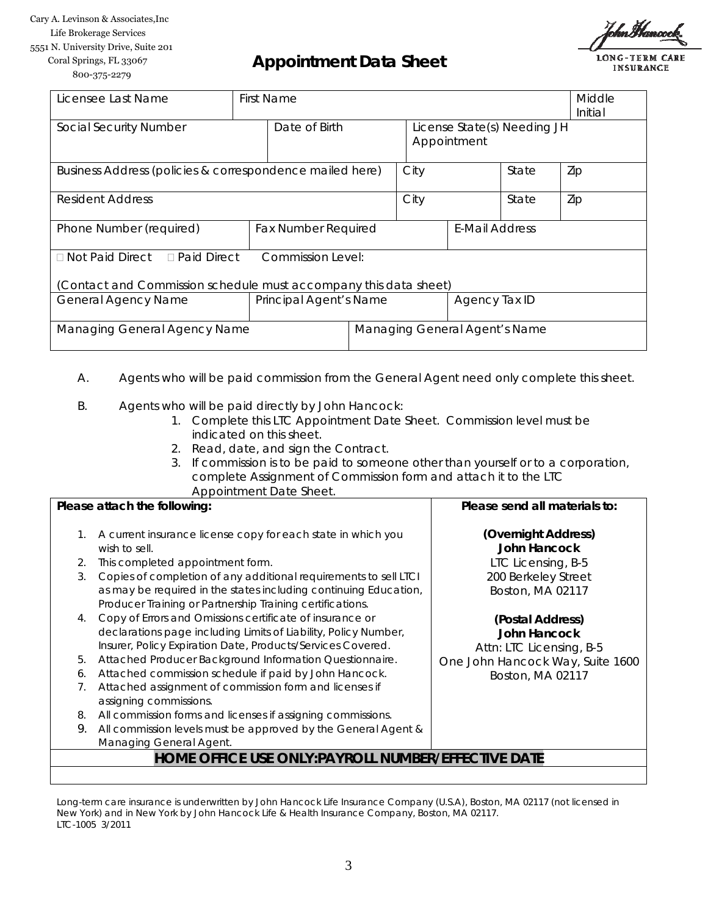Cary A. Levinson & Associates,Inc
Life Brokerage Services
5551 N. University Drive, Suite 201
Coral Springs, FL 33067
800-375-2279

John Hancock
LONG-TERM CARE INSURANCE

# Appointment Data Sheet

| Licensee Last Name | First Name | | | Middle Initial |
|---|---|---|---|---|
| Social Security Number | Date of Birth | License State(s) Needing JH Appointment | | |
| Business Address (policies & correspondence mailed here) | City | State | Zip | |
| Resident Address | City | State | Zip | |
| Phone Number (required) | Fax Number Required | E-Mail Address | | |
| ☐ Not Paid Direct ☐ Paid Direct Commission Level: (Contact and Commission schedule must accompany this data sheet) | | | | |
| General Agency Name | Principal Agent's Name | Agency Tax ID | | |
| Managing General Agency Name | Managing General Agent's Name | | | |

A. Agents who will be paid commission from the General Agent need only complete this sheet.

B. Agents who will be paid directly by John Hancock:
   1. Complete this LTC Appointment Date Sheet. Commission level must be indicated on this sheet.
   2. Read, date, and sign the Contract.
   3. If commission is to be paid to someone other than yourself or to a corporation, complete Assignment of Commission form and attach it to the LTC Appointment Date Sheet.

| Please attach the following: | Please send all materials to: |
|---|---|
| 1. A current insurance license copy for each state in which you wish to sell.<br>2. This completed appointment form.<br>3. Copies of completion of any additional requirements to sell LTCI as may be required in the states including continuing Education, Producer Training or Partnership Training certifications.<br>4. Copy of Errors and Omissions certificate of insurance or declarations page including Limits of Liability, Policy Number, Insurer, Policy Expiration Date, Products/Services Covered.<br>5. Attached Producer Background Information Questionnaire.<br>6. Attached commission schedule if paid by John Hancock.<br>7. Attached assignment of commission form and licenses if assigning commissions.<br>8. All commission forms and licenses if assigning commissions.<br>9. All commission levels must be approved by the General Agent & Managing General Agent. | **(Overnight Address)**<br>**John Hancock**<br>LTC Licensing, B-5<br>200 Berkeley Street<br>Boston, MA 02117<br><br>**(Postal Address)**<br>**John Hancock**<br>Attn: LTC Licensing, B-5<br>One John Hancock Way, Suite 1600<br>Boston, MA 02117 |
| **HOME OFFICE USE ONLY:PAYROLL NUMBER/EFFECTIVE DATE** | |
| | |

Long-term care insurance is underwritten by John Hancock Life Insurance Company (U.S.A), Boston, MA 02117 (not licensed in New York) and in New York by John Hancock Life & Health Insurance Company, Boston, MA 02117.
LTC-1005 3/2011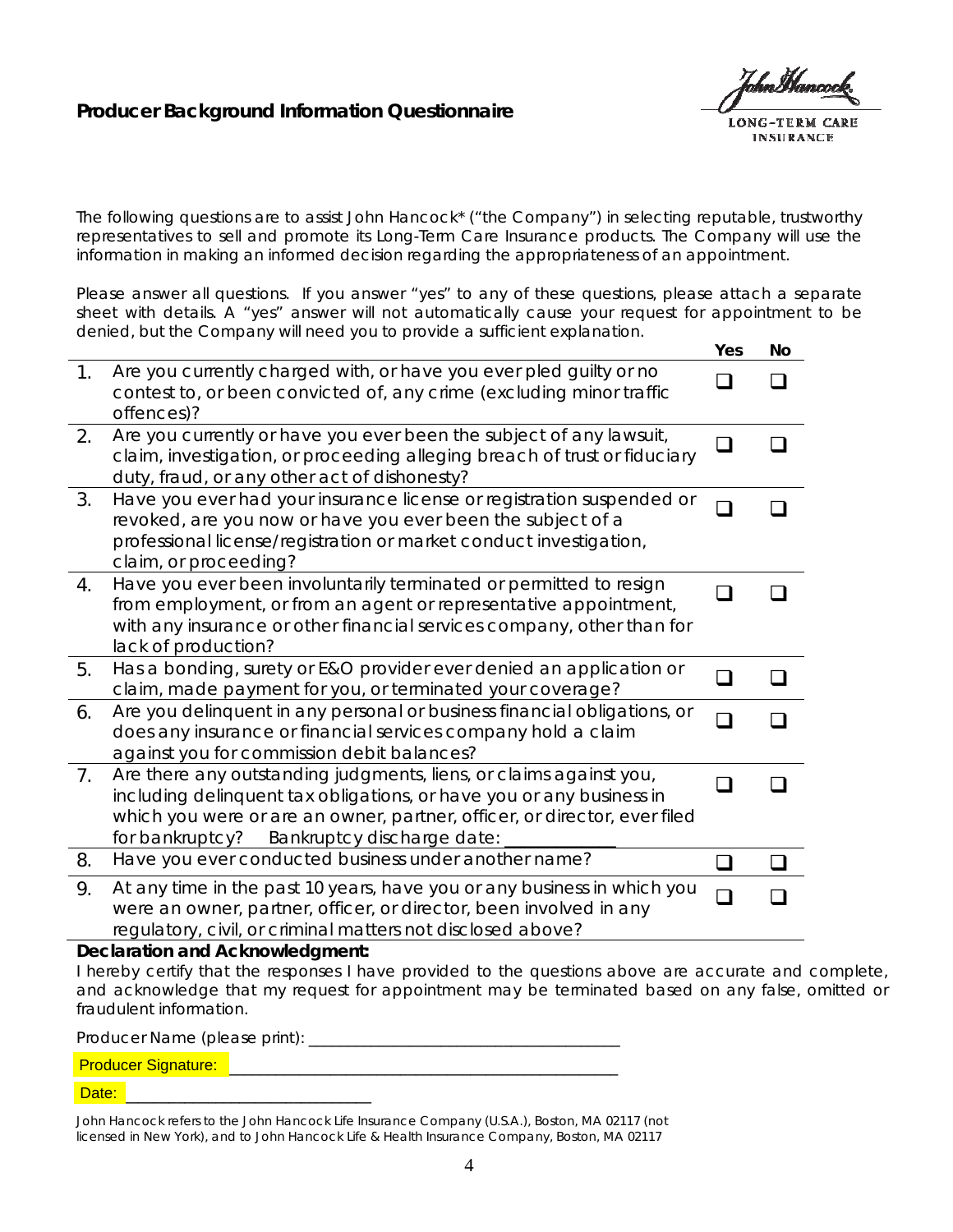## Producer Background Information Questionnaire

John Hancock LONG-TERM CARE INSURANCE

The following questions are to assist John Hancock* ("the Company") in selecting reputable, trustworthy representatives to sell and promote its Long-Term Care Insurance products. The Company will use the information in making an informed decision regarding the appropriateness of an appointment.

Please answer all questions. If you answer "yes" to any of these questions, please attach a separate sheet with details. A "yes" answer will not automatically cause your request for appointment to be denied, but the Company will need you to provide a sufficient explanation.

| | | Yes | No |
|---|---|---|---|
| 1. | Are you currently charged with, or have you ever pled guilty or no contest to, or been convicted of, any crime (excluding minor traffic offences)? | ☐ | ☐ |
| 2. | Are you currently or have you ever been the subject of any lawsuit, claim, investigation, or proceeding alleging breach of trust or fiduciary duty, fraud, or any other act of dishonesty? | ☐ | ☐ |
| 3. | Have you ever had your insurance license or registration suspended or revoked, are you now or have you ever been the subject of a professional license/registration or market conduct investigation, claim, or proceeding? | ☐ | ☐ |
| 4. | Have you ever been involuntarily terminated or permitted to resign from employment, or from an agent or representative appointment, with any insurance or other financial services company, other than for lack of production? | ☐ | ☐ |
| 5. | Has a bonding, surety or E&O provider ever denied an application or claim, made payment for you, or terminated your coverage? | ☐ | ☐ |
| 6. | Are you delinquent in any personal or business financial obligations, or does any insurance or financial services company hold a claim against you for commission debit balances? | ☐ | ☐ |
| 7. | Are there any outstanding judgments, liens, or claims against you, including delinquent tax obligations, or have you or any business in which you were or are an owner, partner, officer, or director, ever filed for bankruptcy? Bankruptcy discharge date: ____________ | ☐ | ☐ |
| 8. | Have you ever conducted business under another name? | ☐ | ☐ |
| 9. | At any time in the past 10 years, have you or any business in which you were an owner, partner, officer, or director, been involved in any regulatory, civil, or criminal matters not disclosed above? | ☐ | ☐ |

**Declaration and Acknowledgment:**

I hereby certify that the responses I have provided to the questions above are accurate and complete, and acknowledge that my request for appointment may be terminated based on any false, omitted or fraudulent information.

Producer Name (please print): ____________________________________

Producer Signature: ____________________________________________

Date: ____________________________

John Hancock refers to the John Hancock Life Insurance Company (U.S.A.), Boston, MA 02117 (not licensed in New York), and to John Hancock Life & Health Insurance Company, Boston, MA 02117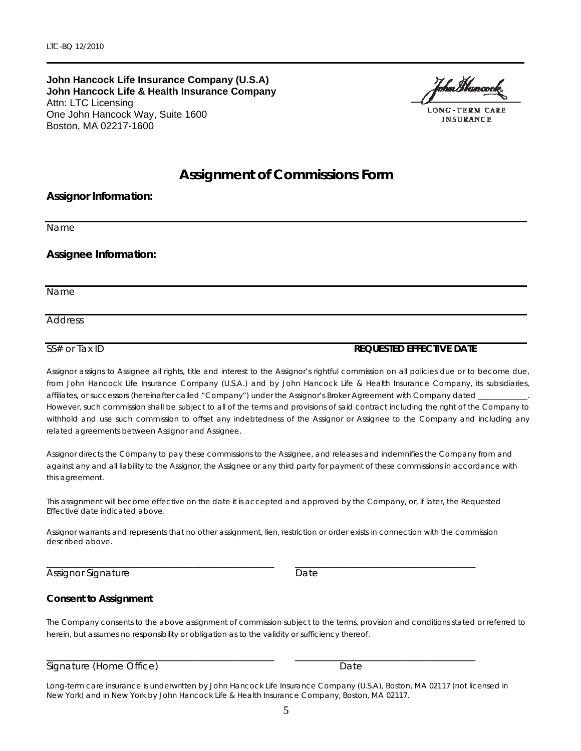LTC-BQ 12/2010

**John Hancock Life Insurance Company (U.S.A)**
**John Hancock Life & Health Insurance Company**
Attn: LTC Licensing
One John Hancock Way, Suite 1600
Boston, MA 02217-1600

John Hancock
LONG-TERM CARE INSURANCE

# Assignment of Commissions Form

**Assignor Information:**

______________________________________________
Name

**Assignee Information:**

______________________________________________
Name

______________________________________________
Address

______________________________________________
SS# or Tax ID **REQUESTED EFFECTIVE DATE**

*Assignor assigns to Assignee all rights, title and interest to the Assignor's rightful commission on all policies due or to become due, from John Hancock Life Insurance Company (U.S.A.) and by John Hancock Life & Health Insurance Company, its subsidiaries, affiliates, or successors (hereinafter called "Company") under the Assignor's Broker Agreement with Company dated ____________. However, such commission shall be subject to all of the terms and provisions of said contract including the right of the Company to withhold and use such commission to offset any indebtedness of the Assignor or Assignee to the Company and including any related agreements between Assignor and Assignee.*

*Assignor directs the Company to pay these commissions to the Assignee, and releases and indemnifies the Company from and against any and all liability to the Assignor, the Assignee or any third party for payment of these commissions in accordance with this agreement.*

*This assignment will become effective on the date it is accepted and approved by the Company, or, if later, the Requested Effective date indicated above.*

*Assignor warrants and represents that no other assignment, lien, restriction or order exists in connection with the commission described above.*

______________________________________________ ______________________________________
Assignor Signature Date

**Consent to Assignment**

*The Company consents to the above assignment of commission subject to the terms, provision and conditions stated or referred to herein, but assumes no responsibility or obligation as to the validity or sufficiency thereof.*

______________________________________________ ______________________________________
Signature (Home Office) Date

*Long-term care insurance is underwritten by John Hancock Life Insurance Company (U.S.A), Boston, MA 02117 (not licensed in New York) and in New York by John Hancock Life & Health Insurance Company, Boston, MA 02117.*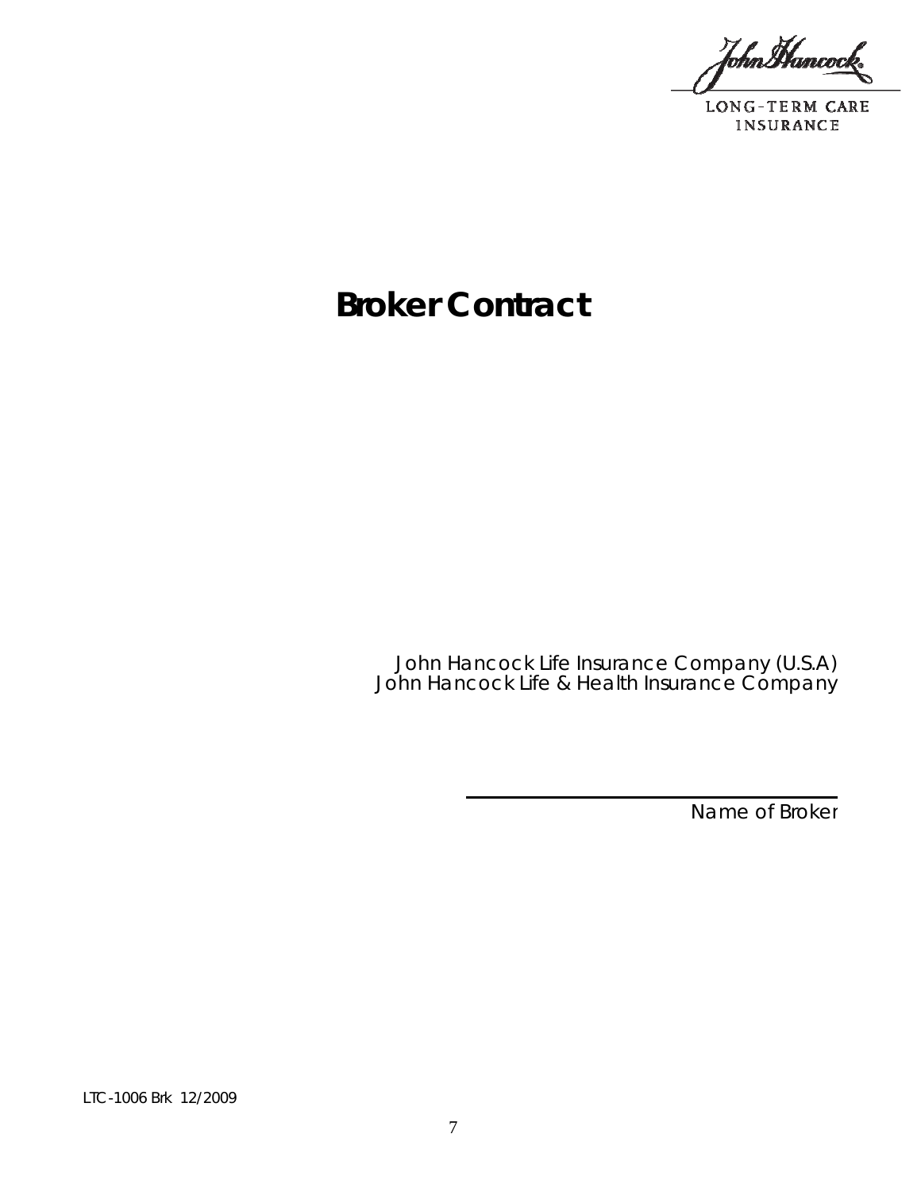John Hancock

LONG-TERM CARE
INSURANCE

# Broker Contract

John Hancock Life Insurance Company (U.S.A)
John Hancock Life & Health Insurance Company

______________________________

Name of Broker

LTC-1006 Brk 12/2009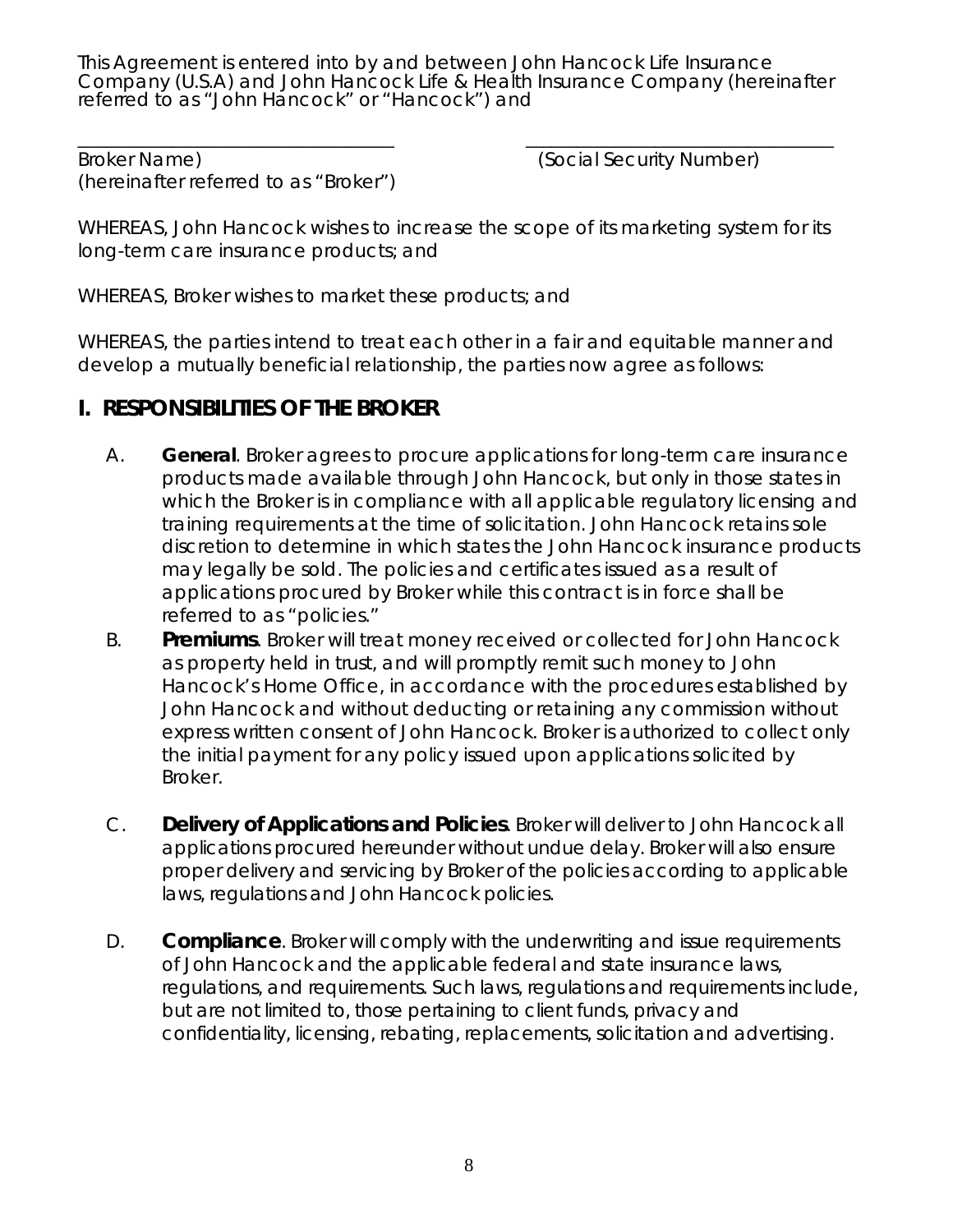This Agreement is entered into by and between John Hancock Life Insurance Company (U.S.A) and John Hancock Life & Health Insurance Company (hereinafter referred to as "John Hancock" or "Hancock") and

_________________________________ _________________________________
Broker Name) (Social Security Number)
(hereinafter referred to as "Broker")

WHEREAS, John Hancock wishes to increase the scope of its marketing system for its long-term care insurance products; and

WHEREAS, Broker wishes to market these products; and

WHEREAS, the parties intend to treat each other in a fair and equitable manner and develop a mutually beneficial relationship, the parties now agree as follows:

## I. RESPONSIBILITIES OF THE BROKER

A. **General**. Broker agrees to procure applications for long-term care insurance products made available through John Hancock, but only in those states in which the Broker is in compliance with all applicable regulatory licensing and training requirements at the time of solicitation. John Hancock retains sole discretion to determine in which states the John Hancock insurance products may legally be sold. The policies and certificates issued as a result of applications procured by Broker while this contract is in force shall be referred to as "policies."

B. **Premiums**. Broker will treat money received or collected for John Hancock as property held in trust, and will promptly remit such money to John Hancock's Home Office, in accordance with the procedures established by John Hancock and without deducting or retaining any commission without express written consent of John Hancock. Broker is authorized to collect only the initial payment for any policy issued upon applications solicited by Broker.

C. **Delivery of Applications and Policies**. Broker will deliver to John Hancock all applications procured hereunder without undue delay. Broker will also ensure proper delivery and servicing by Broker of the policies according to applicable laws, regulations and John Hancock policies.

D. **Compliance**. Broker will comply with the underwriting and issue requirements of John Hancock and the applicable federal and state insurance laws, regulations, and requirements. Such laws, regulations and requirements include, but are not limited to, those pertaining to client funds, privacy and confidentiality, licensing, rebating, replacements, solicitation and advertising.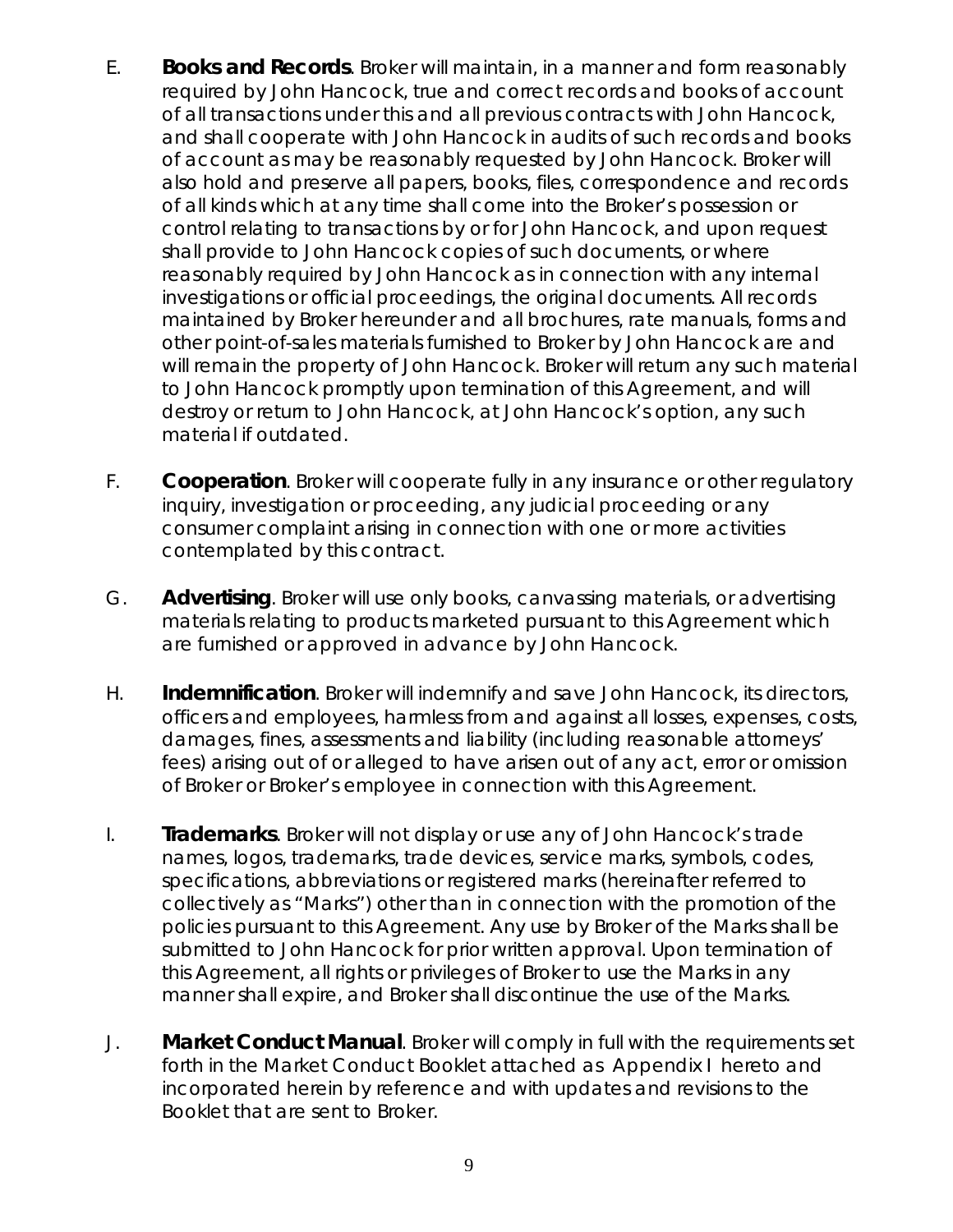E. **Books and Records**. Broker will maintain, in a manner and form reasonably required by John Hancock, true and correct records and books of account of all transactions under this and all previous contracts with John Hancock, and shall cooperate with John Hancock in audits of such records and books of account as may be reasonably requested by John Hancock. Broker will also hold and preserve all papers, books, files, correspondence and records of all kinds which at any time shall come into the Broker's possession or control relating to transactions by or for John Hancock, and upon request shall provide to John Hancock copies of such documents, or where reasonably required by John Hancock as in connection with any internal investigations or official proceedings, the original documents. All records maintained by Broker hereunder and all brochures, rate manuals, forms and other point-of-sales materials furnished to Broker by John Hancock are and will remain the property of John Hancock. Broker will return any such material to John Hancock promptly upon termination of this Agreement, and will destroy or return to John Hancock, at John Hancock's option, any such material if outdated.

F. **Cooperation**. Broker will cooperate fully in any insurance or other regulatory inquiry, investigation or proceeding, any judicial proceeding or any consumer complaint arising in connection with one or more activities contemplated by this contract.

G. **Advertising**. Broker will use only books, canvassing materials, or advertising materials relating to products marketed pursuant to this Agreement which are furnished or approved in advance by John Hancock.

H. **Indemnification**. Broker will indemnify and save John Hancock, its directors, officers and employees, harmless from and against all losses, expenses, costs, damages, fines, assessments and liability (including reasonable attorneys' fees) arising out of or alleged to have arisen out of any act, error or omission of Broker or Broker's employee in connection with this Agreement.

I. **Trademarks**. Broker will not display or use any of John Hancock's trade names, logos, trademarks, trade devices, service marks, symbols, codes, specifications, abbreviations or registered marks (hereinafter referred to collectively as "Marks") other than in connection with the promotion of the policies pursuant to this Agreement. Any use by Broker of the Marks shall be submitted to John Hancock for prior written approval. Upon termination of this Agreement, all rights or privileges of Broker to use the Marks in any manner shall expire, and Broker shall discontinue the use of the Marks.

J. **Market Conduct Manual**. Broker will comply in full with the requirements set forth in the Market Conduct Booklet attached as Appendix I hereto and incorporated herein by reference and with updates and revisions to the Booklet that are sent to Broker.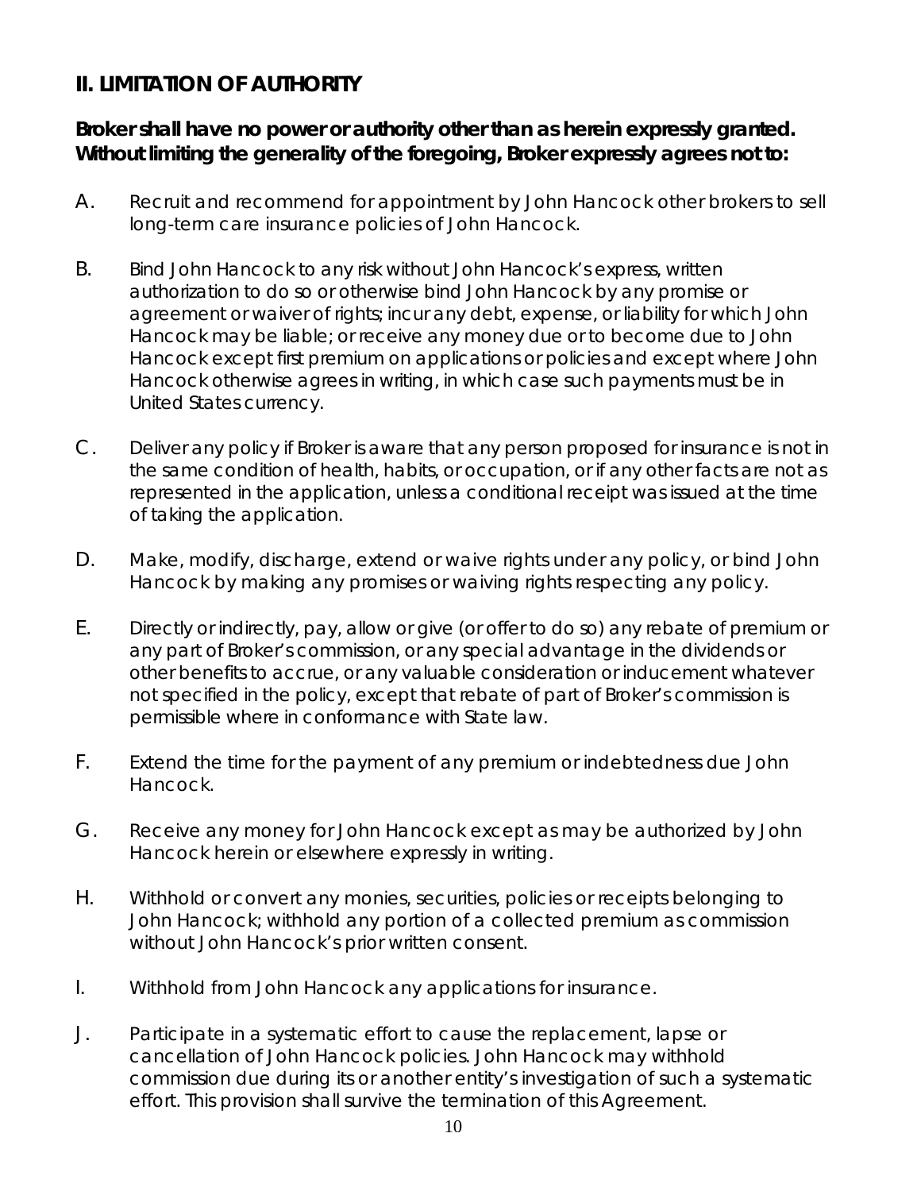## II. LIMITATION OF AUTHORITY

**Broker shall have no power or authority other than as herein expressly granted. Without limiting the generality of the foregoing, Broker expressly agrees not to:**

A. Recruit and recommend for appointment by John Hancock other brokers to sell long-term care insurance policies of John Hancock.

B. Bind John Hancock to any risk without John Hancock's express, written authorization to do so or otherwise bind John Hancock by any promise or agreement or waiver of rights; incur any debt, expense, or liability for which John Hancock may be liable; or receive any money due or to become due to John Hancock except first premium on applications or policies and except where John Hancock otherwise agrees in writing, in which case such payments must be in United States currency.

C. Deliver any policy if Broker is aware that any person proposed for insurance is not in the same condition of health, habits, or occupation, or if any other facts are not as represented in the application, unless a conditional receipt was issued at the time of taking the application.

D. Make, modify, discharge, extend or waive rights under any policy, or bind John Hancock by making any promises or waiving rights respecting any policy.

E. Directly or indirectly, pay, allow or give (or offer to do so) any rebate of premium or any part of Broker's commission, or any special advantage in the dividends or other benefits to accrue, or any valuable consideration or inducement whatever not specified in the policy, except that rebate of part of Broker's commission is permissible where in conformance with State law.

F. Extend the time for the payment of any premium or indebtedness due John Hancock.

G. Receive any money for John Hancock except as may be authorized by John Hancock herein or elsewhere expressly in writing.

H. Withhold or convert any monies, securities, policies or receipts belonging to John Hancock; withhold any portion of a collected premium as commission without John Hancock's prior written consent.

I. Withhold from John Hancock any applications for insurance.

J. Participate in a systematic effort to cause the replacement, lapse or cancellation of John Hancock policies. John Hancock may withhold commission due during its or another entity's investigation of such a systematic effort. This provision shall survive the termination of this Agreement.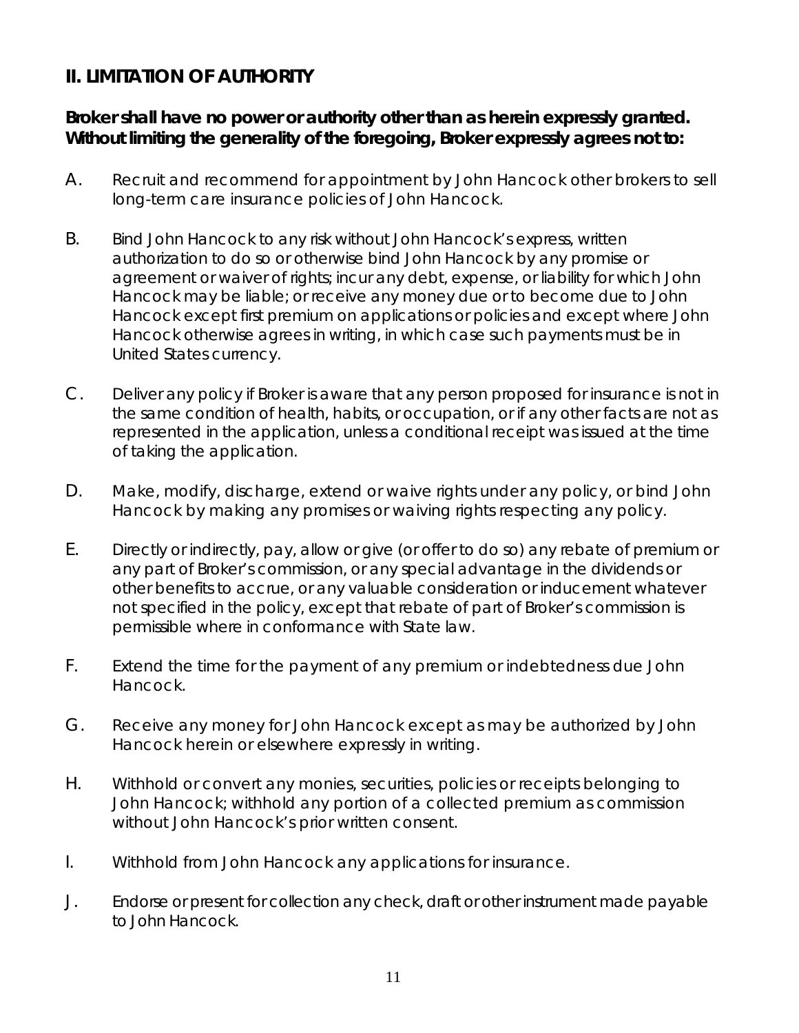## II. LIMITATION OF AUTHORITY

**Broker shall have no power or authority other than as herein expressly granted. Without limiting the generality of the foregoing, Broker expressly agrees not to:**

A. Recruit and recommend for appointment by John Hancock other brokers to sell long-term care insurance policies of John Hancock.

B. Bind John Hancock to any risk without John Hancock's express, written authorization to do so or otherwise bind John Hancock by any promise or agreement or waiver of rights; incur any debt, expense, or liability for which John Hancock may be liable; or receive any money due or to become due to John Hancock except first premium on applications or policies and except where John Hancock otherwise agrees in writing, in which case such payments must be in United States currency.

C. Deliver any policy if Broker is aware that any person proposed for insurance is not in the same condition of health, habits, or occupation, or if any other facts are not as represented in the application, unless a conditional receipt was issued at the time of taking the application.

D. Make, modify, discharge, extend or waive rights under any policy, or bind John Hancock by making any promises or waiving rights respecting any policy.

E. Directly or indirectly, pay, allow or give (or offer to do so) any rebate of premium or any part of Broker's commission, or any special advantage in the dividends or other benefits to accrue, or any valuable consideration or inducement whatever not specified in the policy, except that rebate of part of Broker's commission is permissible where in conformance with State law.

F. Extend the time for the payment of any premium or indebtedness due John Hancock.

G. Receive any money for John Hancock except as may be authorized by John Hancock herein or elsewhere expressly in writing.

H. Withhold or convert any monies, securities, policies or receipts belonging to John Hancock; withhold any portion of a collected premium as commission without John Hancock's prior written consent.

I. Withhold from John Hancock any applications for insurance.

J. Endorse or present for collection any check, draft or other instrument made payable to John Hancock.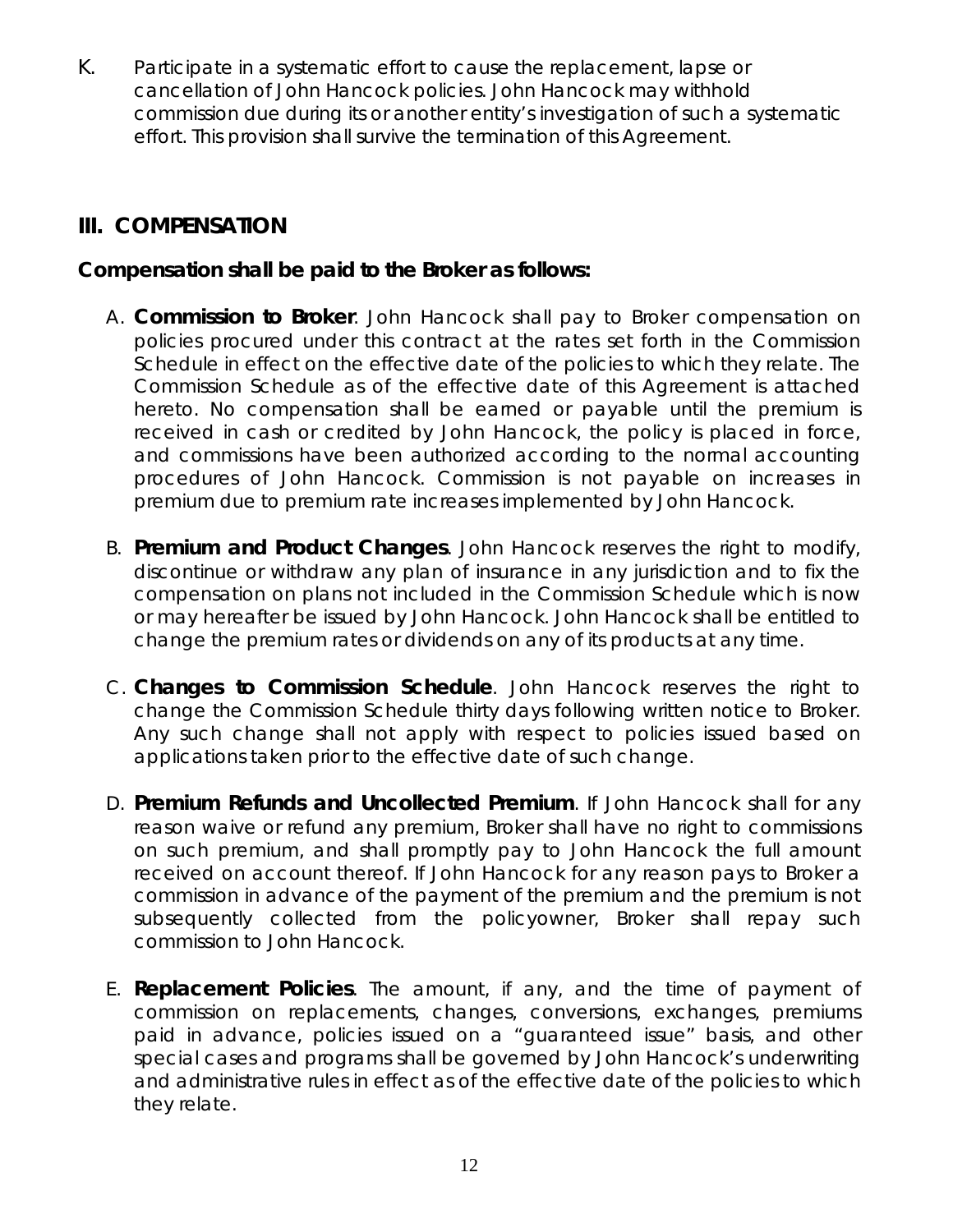K. Participate in a systematic effort to cause the replacement, lapse or cancellation of John Hancock policies. John Hancock may withhold commission due during its or another entity's investigation of such a systematic effort. This provision shall survive the termination of this Agreement.

## III. COMPENSATION

**Compensation shall be paid to the Broker as follows:**

A. **Commission to Broker**. John Hancock shall pay to Broker compensation on policies procured under this contract at the rates set forth in the Commission Schedule in effect on the effective date of the policies to which they relate. The Commission Schedule as of the effective date of this Agreement is attached hereto. No compensation shall be earned or payable until the premium is received in cash or credited by John Hancock, the policy is placed in force, and commissions have been authorized according to the normal accounting procedures of John Hancock. Commission is not payable on increases in premium due to premium rate increases implemented by John Hancock.

B. **Premium and Product Changes**. John Hancock reserves the right to modify, discontinue or withdraw any plan of insurance in any jurisdiction and to fix the compensation on plans not included in the Commission Schedule which is now or may hereafter be issued by John Hancock. John Hancock shall be entitled to change the premium rates or dividends on any of its products at any time.

C. **Changes to Commission Schedule**. John Hancock reserves the right to change the Commission Schedule thirty days following written notice to Broker. Any such change shall not apply with respect to policies issued based on applications taken prior to the effective date of such change.

D. **Premium Refunds and Uncollected Premium**. If John Hancock shall for any reason waive or refund any premium, Broker shall have no right to commissions on such premium, and shall promptly pay to John Hancock the full amount received on account thereof. If John Hancock for any reason pays to Broker a commission in advance of the payment of the premium and the premium is not subsequently collected from the policyowner, Broker shall repay such commission to John Hancock.

E. **Replacement Policies**. The amount, if any, and the time of payment of commission on replacements, changes, conversions, exchanges, premiums paid in advance, policies issued on a "guaranteed issue" basis, and other special cases and programs shall be governed by John Hancock's underwriting and administrative rules in effect as of the effective date of the policies to which they relate.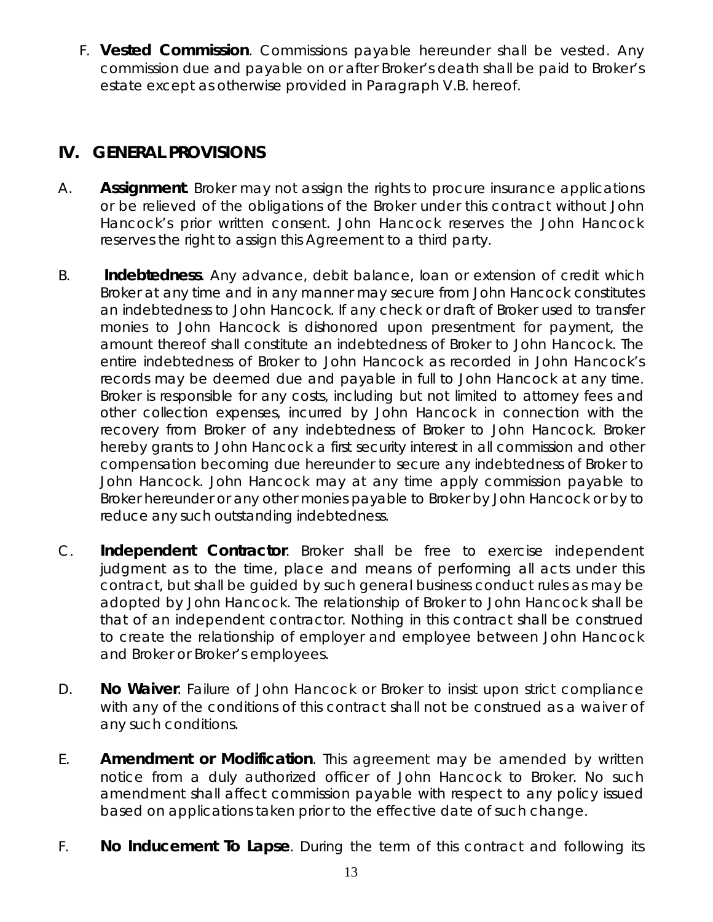F. **Vested Commission**. Commissions payable hereunder shall be vested. Any commission due and payable on or after Broker's death shall be paid to Broker's estate except as otherwise provided in Paragraph V.B. hereof.

## IV. GENERAL PROVISIONS

A. **Assignment**. Broker may not assign the rights to procure insurance applications or be relieved of the obligations of the Broker under this contract without John Hancock's prior written consent. John Hancock reserves the John Hancock reserves the right to assign this Agreement to a third party.

B. **Indebtedness**. Any advance, debit balance, loan or extension of credit which Broker at any time and in any manner may secure from John Hancock constitutes an indebtedness to John Hancock. If any check or draft of Broker used to transfer monies to John Hancock is dishonored upon presentment for payment, the amount thereof shall constitute an indebtedness of Broker to John Hancock. The entire indebtedness of Broker to John Hancock as recorded in John Hancock's records may be deemed due and payable in full to John Hancock at any time. Broker is responsible for any costs, including but not limited to attorney fees and other collection expenses, incurred by John Hancock in connection with the recovery from Broker of any indebtedness of Broker to John Hancock. Broker hereby grants to John Hancock a first security interest in all commission and other compensation becoming due hereunder to secure any indebtedness of Broker to John Hancock. John Hancock may at any time apply commission payable to Broker hereunder or any other monies payable to Broker by John Hancock or by to reduce any such outstanding indebtedness.

C. **Independent Contractor**. Broker shall be free to exercise independent judgment as to the time, place and means of performing all acts under this contract, but shall be guided by such general business conduct rules as may be adopted by John Hancock. The relationship of Broker to John Hancock shall be that of an independent contractor. Nothing in this contract shall be construed to create the relationship of employer and employee between John Hancock and Broker or Broker's employees.

D. **No Waiver**. Failure of John Hancock or Broker to insist upon strict compliance with any of the conditions of this contract shall not be construed as a waiver of any such conditions.

E. **Amendment or Modification**. This agreement may be amended by written notice from a duly authorized officer of John Hancock to Broker. No such amendment shall affect commission payable with respect to any policy issued based on applications taken prior to the effective date of such change.

F. **No Inducement To Lapse**. During the term of this contract and following its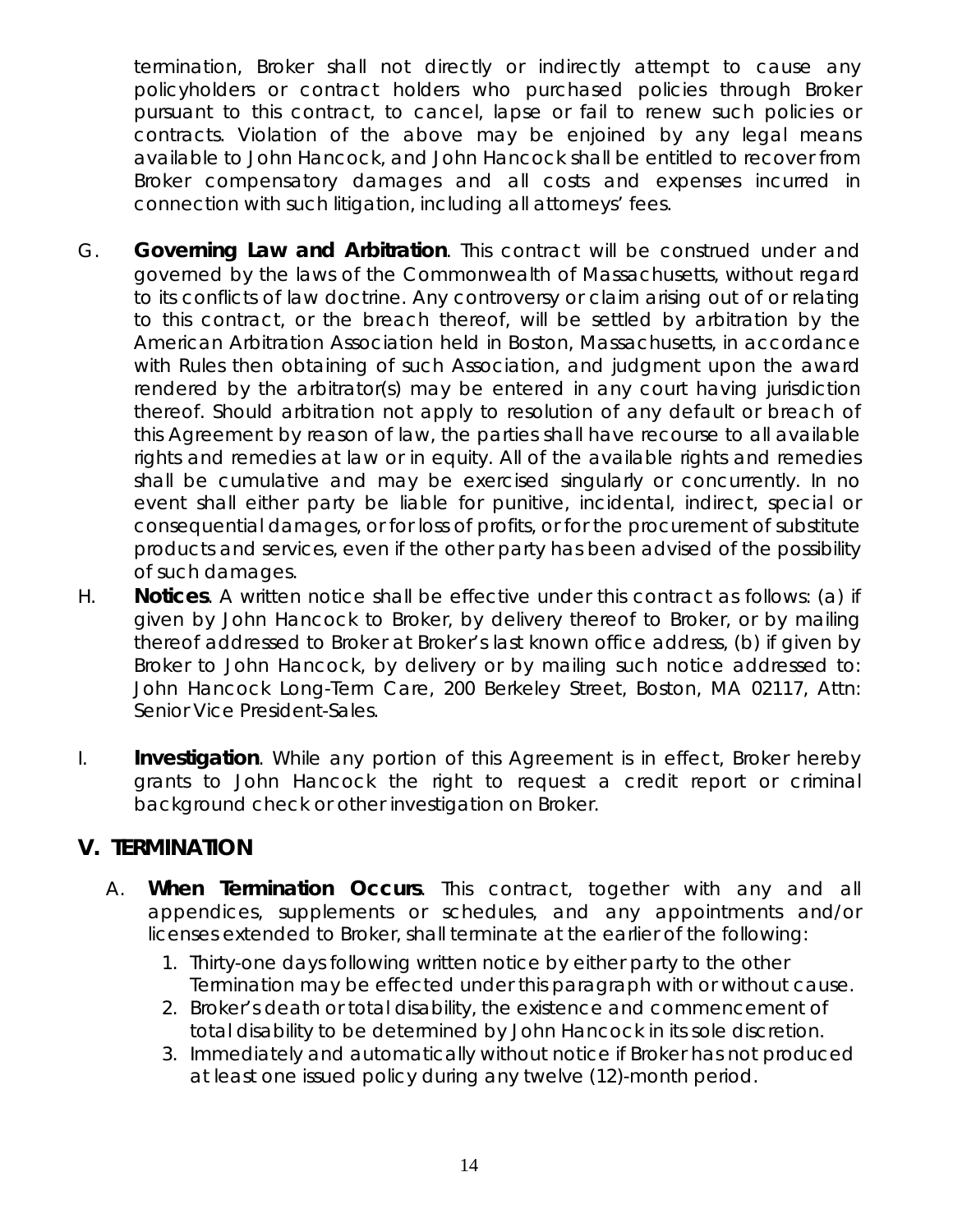termination, Broker shall not directly or indirectly attempt to cause any policyholders or contract holders who purchased policies through Broker pursuant to this contract, to cancel, lapse or fail to renew such policies or contracts. Violation of the above may be enjoined by any legal means available to John Hancock, and John Hancock shall be entitled to recover from Broker compensatory damages and all costs and expenses incurred in connection with such litigation, including all attorneys' fees.

G. **Governing Law and Arbitration**. This contract will be construed under and governed by the laws of the Commonwealth of Massachusetts, without regard to its conflicts of law doctrine. Any controversy or claim arising out of or relating to this contract, or the breach thereof, will be settled by arbitration by the American Arbitration Association held in Boston, Massachusetts, in accordance with Rules then obtaining of such Association, and judgment upon the award rendered by the arbitrator(s) may be entered in any court having jurisdiction thereof. Should arbitration not apply to resolution of any default or breach of this Agreement by reason of law, the parties shall have recourse to all available rights and remedies at law or in equity. All of the available rights and remedies shall be cumulative and may be exercised singularly or concurrently. In no event shall either party be liable for punitive, incidental, indirect, special or consequential damages, or for loss of profits, or for the procurement of substitute products and services, even if the other party has been advised of the possibility of such damages.

H. **Notices**. A written notice shall be effective under this contract as follows: (a) if given by John Hancock to Broker, by delivery thereof to Broker, or by mailing thereof addressed to Broker at Broker's last known office address, (b) if given by Broker to John Hancock, by delivery or by mailing such notice addressed to: John Hancock Long-Term Care, 200 Berkeley Street, Boston, MA 02117, Attn: Senior Vice President-Sales.

I. **Investigation**. While any portion of this Agreement is in effect, Broker hereby grants to John Hancock the right to request a credit report or criminal background check or other investigation on Broker.

## V. TERMINATION

A. **When Termination Occurs**. This contract, together with any and all appendices, supplements or schedules, and any appointments and/or licenses extended to Broker, shall terminate at the earlier of the following:

1. Thirty-one days following written notice by either party to the other Termination may be effected under this paragraph with or without cause.
2. Broker's death or total disability, the existence and commencement of total disability to be determined by John Hancock in its sole discretion.
3. Immediately and automatically without notice if Broker has not produced at least one issued policy during any twelve (12)-month period.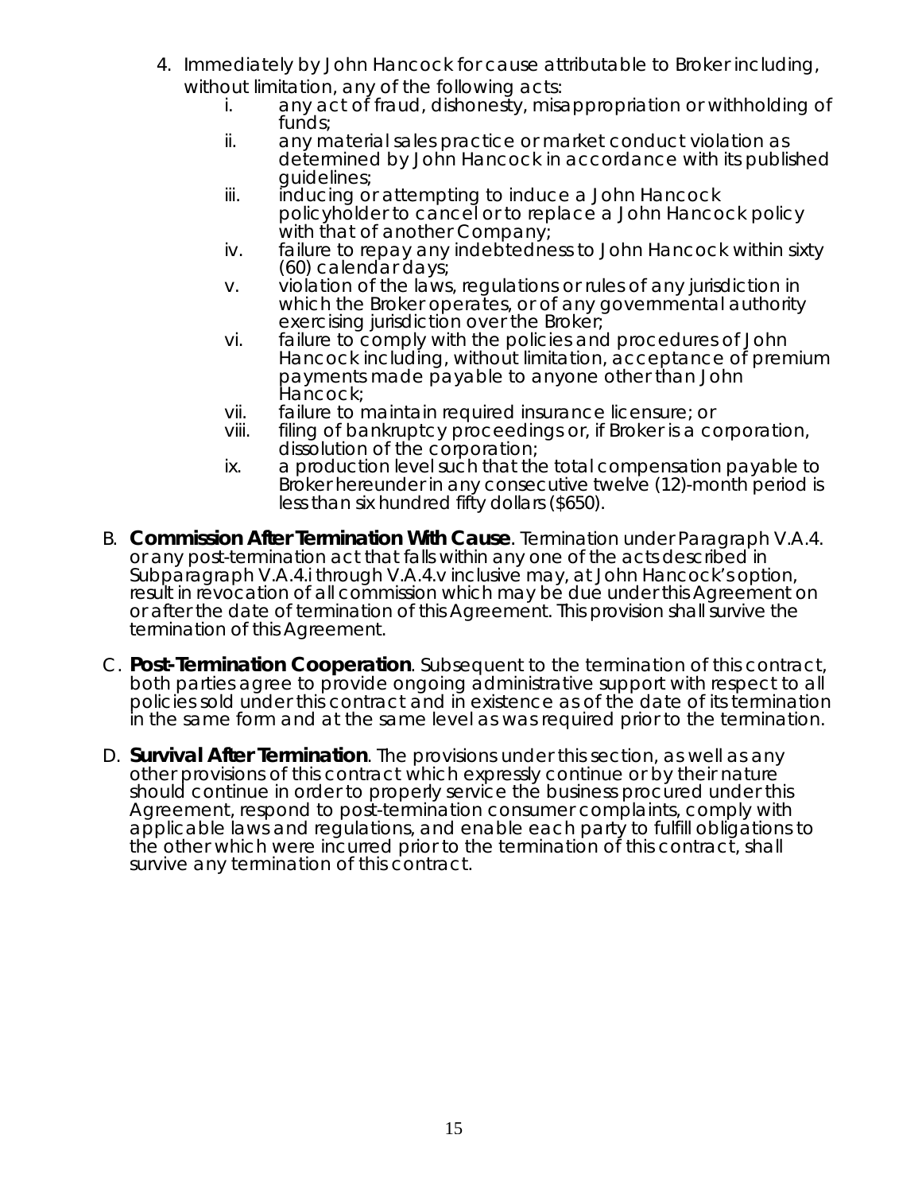4. Immediately by John Hancock for cause attributable to Broker including, without limitation, any of the following acts:
   i. any act of fraud, dishonesty, misappropriation or withholding of funds;
   ii. any material sales practice or market conduct violation as determined by John Hancock in accordance with its published guidelines;
   iii. inducing or attempting to induce a John Hancock policyholder to cancel or to replace a John Hancock policy with that of another Company;
   iv. failure to repay any indebtedness to John Hancock within sixty (60) calendar days;
   v. violation of the laws, regulations or rules of any jurisdiction in which the Broker operates, or of any governmental authority exercising jurisdiction over the Broker;
   vi. failure to comply with the policies and procedures of John Hancock including, without limitation, acceptance of premium payments made payable to anyone other than John Hancock;
   vii. failure to maintain required insurance licensure; or
   viii. filing of bankruptcy proceedings or, if Broker is a corporation, dissolution of the corporation;
   ix. a production level such that the total compensation payable to Broker hereunder in any consecutive twelve (12)-month period is less than six hundred fifty dollars ($650).

B. **Commission After Termination With Cause**. Termination under Paragraph V.A.4. or any post-termination act that falls within any one of the acts described in Subparagraph V.A.4.i through V.A.4.v inclusive may, at John Hancock's option, result in revocation of all commission which may be due under this Agreement on or after the date of termination of this Agreement. This provision shall survive the termination of this Agreement.

C. **Post-Termination Cooperation**. Subsequent to the termination of this contract, both parties agree to provide ongoing administrative support with respect to all policies sold under this contract and in existence as of the date of its termination in the same form and at the same level as was required prior to the termination.

D. **Survival After Termination**. The provisions under this section, as well as any other provisions of this contract which expressly continue or by their nature should continue in order to properly service the business procured under this Agreement, respond to post-termination consumer complaints, comply with applicable laws and regulations, and enable each party to fulfill obligations to the other which were incurred prior to the termination of this contract, shall survive any termination of this contract.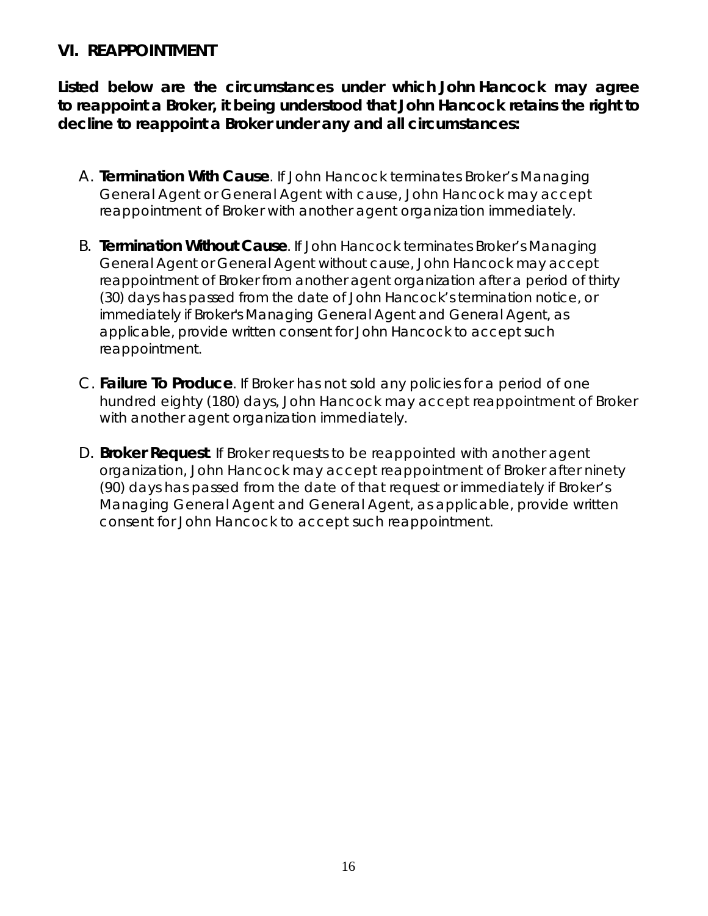## VI. REAPPOINTMENT

**Listed below are the circumstances under which John Hancock may agree to reappoint a Broker, it being understood that John Hancock retains the right to decline to reappoint a Broker under any and all circumstances:**

A. **Termination With Cause**. If John Hancock terminates Broker's Managing General Agent or General Agent with cause, John Hancock may accept reappointment of Broker with another agent organization immediately.

B. **Termination Without Cause**. If John Hancock terminates Broker's Managing General Agent or General Agent without cause, John Hancock may accept reappointment of Broker from another agent organization after a period of thirty (30) days has passed from the date of John Hancock's termination notice, or immediately if Broker's Managing General Agent and General Agent, as applicable, provide written consent for John Hancock to accept such reappointment.

C. **Failure To Produce**. If Broker has not sold any policies for a period of one hundred eighty (180) days, John Hancock may accept reappointment of Broker with another agent organization immediately.

D. **Broker Request**. If Broker requests to be reappointed with another agent organization, John Hancock may accept reappointment of Broker after ninety (90) days has passed from the date of that request or immediately if Broker's Managing General Agent and General Agent, as applicable, provide written consent for John Hancock to accept such reappointment.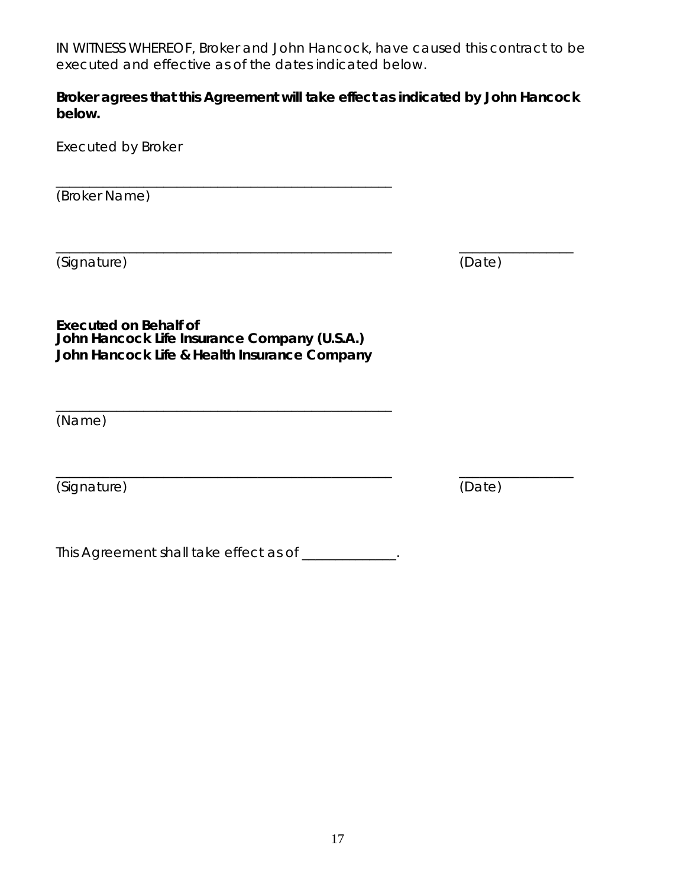IN WITNESS WHEREOF, Broker and John Hancock, have caused this contract to be executed and effective as of the dates indicated below.

**Broker agrees that this Agreement will take effect as indicated by John Hancock below.**

Executed by Broker

\_\_\_\_\_\_\_\_\_\_\_\_\_\_\_\_\_\_\_\_\_\_\_\_\_\_\_\_\_\_\_\_\_\_\_\_\_\_\_\_\_\_\_\_\_\_\_\_

(Broker Name)

\_\_\_\_\_\_\_\_\_\_\_\_\_\_\_\_\_\_\_\_\_\_\_\_\_\_\_\_\_\_\_\_\_\_\_\_\_\_\_\_\_\_\_\_\_\_\_\_ \_\_\_\_\_\_\_\_\_\_\_\_\_\_\_\_\_

(Signature) (Date)

**Executed on Behalf of**
**John Hancock Life Insurance Company (U.S.A.)**
**John Hancock Life & Health Insurance Company**

\_\_\_\_\_\_\_\_\_\_\_\_\_\_\_\_\_\_\_\_\_\_\_\_\_\_\_\_\_\_\_\_\_\_\_\_\_\_\_\_\_\_\_\_\_\_\_\_

(Name)

\_\_\_\_\_\_\_\_\_\_\_\_\_\_\_\_\_\_\_\_\_\_\_\_\_\_\_\_\_\_\_\_\_\_\_\_\_\_\_\_\_\_\_\_\_\_\_\_ \_\_\_\_\_\_\_\_\_\_\_\_\_\_\_\_\_

(Signature) (Date)

This Agreement shall take effect as of \_\_\_\_\_\_\_\_\_\_\_\_\_\_.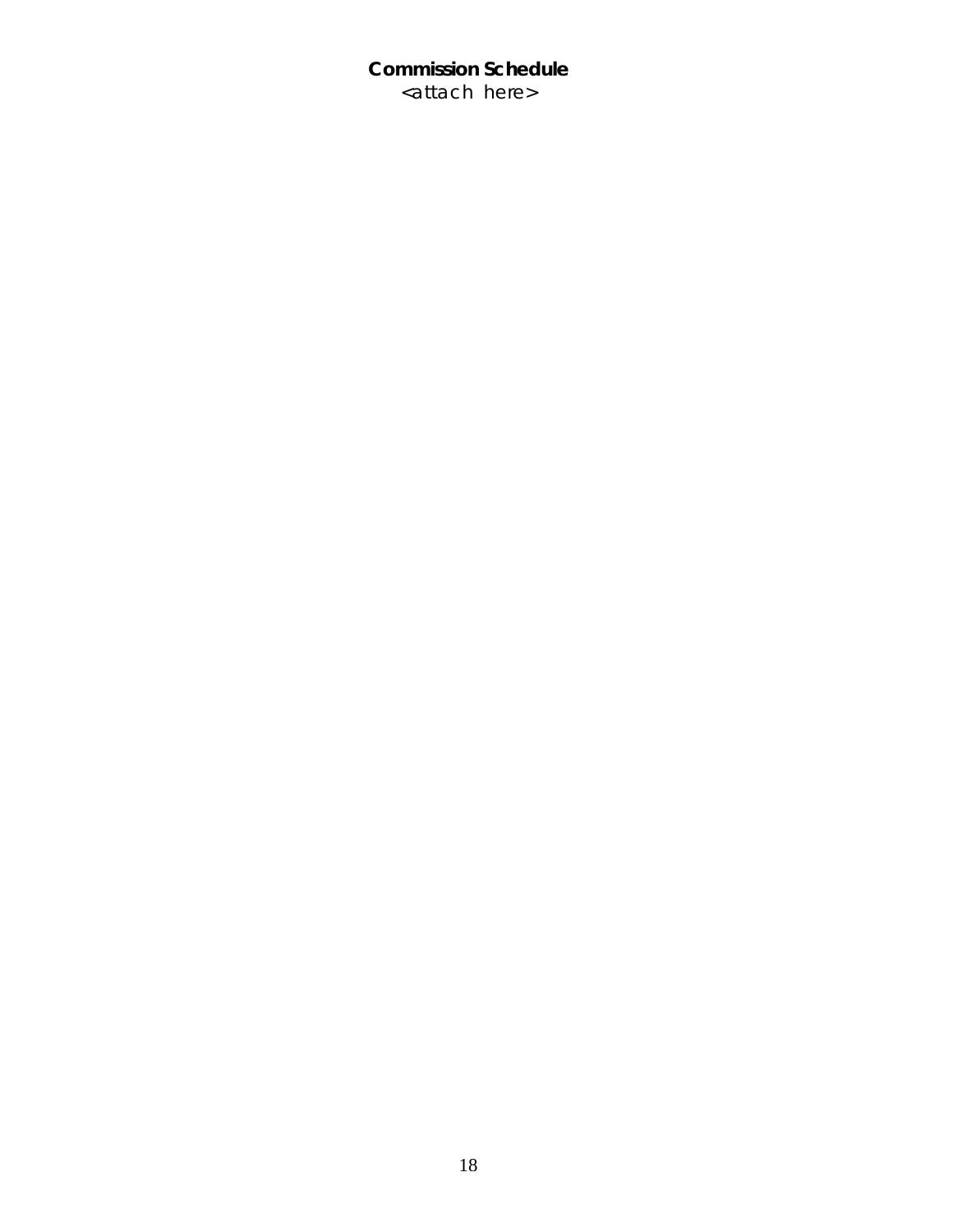**Commission Schedule**

<attach here>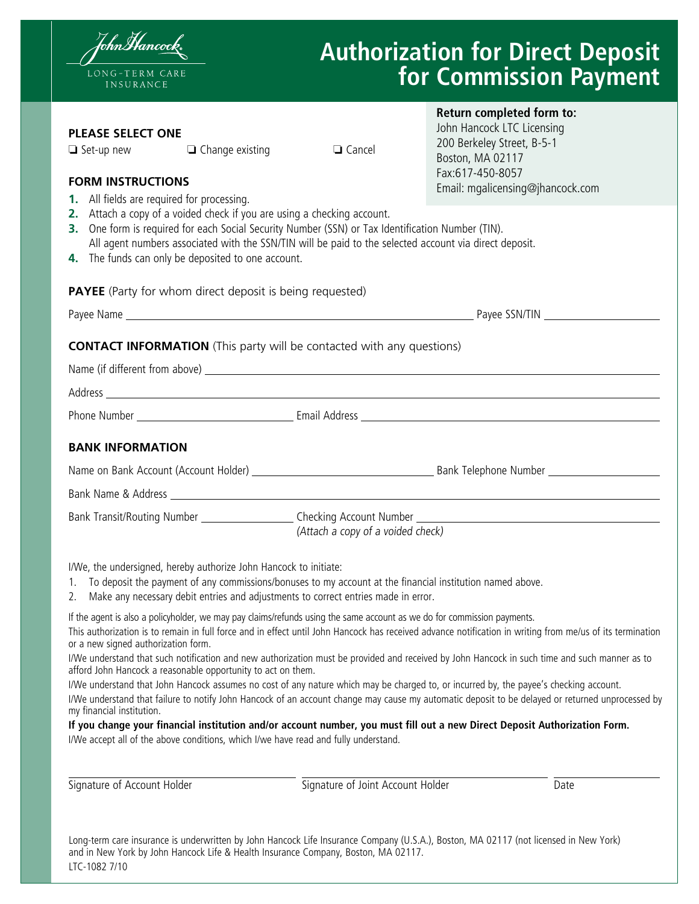John Hancock
LONG-TERM CARE INSURANCE

# Authorization for Direct Deposit for Commission Payment

**Return completed form to:**
John Hancock LTC Licensing
200 Berkeley Street, B-5-1
Boston, MA 02117
Fax:617-450-8057
Email: mgalicensing@jhancock.com

**PLEASE SELECT ONE**

❑ Set-up new ❑ Change existing ❑ Cancel

**FORM INSTRUCTIONS**

1. All fields are required for processing.
2. Attach a copy of a voided check if you are using a checking account.
3. One form is required for each Social Security Number (SSN) or Tax Identification Number (TIN). All agent numbers associated with the SSN/TIN will be paid to the selected account via direct deposit.
4. The funds can only be deposited to one account.

**PAYEE** (Party for whom direct deposit is being requested)

Payee Name ______________________ Payee SSN/TIN ______________

**CONTACT INFORMATION** (This party will be contacted with any questions)

Name (if different from above) ______________________

Address ______________________

Phone Number ______________ Email Address ______________________

**BANK INFORMATION**

Name on Bank Account (Account Holder) ______________ Bank Telephone Number ______________

Bank Name & Address ______________________

Bank Transit/Routing Number ______________ Checking Account Number ______________________
*(Attach a copy of a voided check)*

I/We, the undersigned, hereby authorize John Hancock to initiate:

1. To deposit the payment of any commissions/bonuses to my account at the financial institution named above.
2. Make any necessary debit entries and adjustments to correct entries made in error.

If the agent is also a policyholder, we may pay claims/refunds using the same account as we do for commission payments.

This authorization is to remain in full force and in effect until John Hancock has received advance notification in writing from me/us of its termination or a new signed authorization form.

I/We understand that such notification and new authorization must be provided and received by John Hancock in such time and such manner as to afford John Hancock a reasonable opportunity to act on them.

I/We understand that John Hancock assumes no cost of any nature which may be charged to, or incurred by, the payee's checking account.

I/We understand that failure to notify John Hancock of an account change may cause my automatic deposit to be delayed or returned unprocessed by my financial institution.

**If you change your financial institution and/or account number, you must fill out a new Direct Deposit Authorization Form.**

I/We accept all of the above conditions, which I/we have read and fully understand.

______________________ ______________________ ______________

Signature of Account Holder Signature of Joint Account Holder Date

Long-term care insurance is underwritten by John Hancock Life Insurance Company (U.S.A.), Boston, MA 02117 (not licensed in New York) and in New York by John Hancock Life & Health Insurance Company, Boston, MA 02117.

LTC-1082 7/10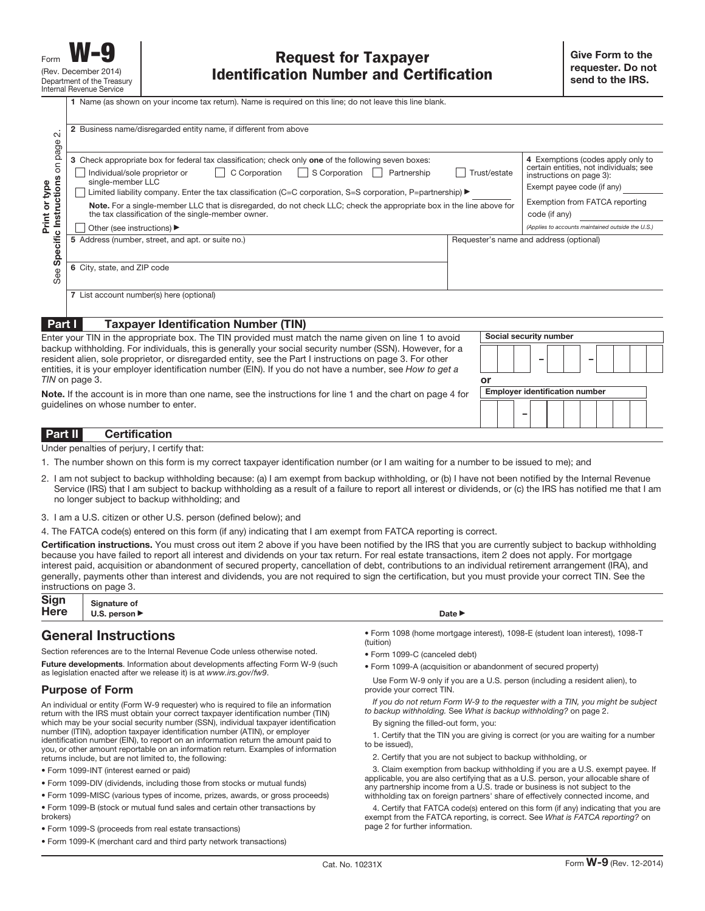Form **W-9**
(Rev. December 2014)
Department of the Treasury
Internal Revenue Service

# Request for Taxpayer Identification Number and Certification

**Give Form to the requester. Do not send to the IRS.**

Print or type
See **Specific Instructions** on page 2.

**1** Name (as shown on your income tax return). Name is required on this line; do not leave this line blank.

**2** Business name/disregarded entity name, if different from above

**3** Check appropriate box for federal tax classification; check only **one** of the following seven boxes:

☐ Individual/sole proprietor or single-member LLC ☐ C Corporation ☐ S Corporation ☐ Partnership ☐ Trust/estate

☐ Limited liability company. Enter the tax classification (C=C corporation, S=S corporation, P=partnership) ▶ ______

**Note.** For a single-member LLC that is disregarded, do not check LLC; check the appropriate box in the line above for the tax classification of the single-member owner.

☐ Other (see instructions) ▶

**4** Exemptions (codes apply only to certain entities, not individuals; see instructions on page 3):

Exempt payee code (if any)

Exemption from FATCA reporting code (if any)

*(Applies to accounts maintained outside the U.S.)*

**5** Address (number, street, and apt. or suite no.)

Requester's name and address (optional)

**6** City, state, and ZIP code

**7** List account number(s) here (optional)

## Part I Taxpayer Identification Number (TIN)

Enter your TIN in the appropriate box. The TIN provided must match the name given on line 1 to avoid backup withholding. For individuals, this is generally your social security number (SSN). However, for a resident alien, sole proprietor, or disregarded entity, see the Part I instructions on page 3. For other entities, it is your employer identification number (EIN). If you do not have a number, see *How to get a TIN* on page 3.

**Note.** If the account is in more than one name, see the instructions for line 1 and the chart on page 4 for guidelines on whose number to enter.

**Social security number**

☐☐☐ – ☐☐ – ☐☐☐☐

**or**

**Employer identification number**

☐☐ – ☐☐☐☐☐☐☐

## Part II Certification

Under penalties of perjury, I certify that:

1. The number shown on this form is my correct taxpayer identification number (or I am waiting for a number to be issued to me); and
2. I am not subject to backup withholding because: (a) I am exempt from backup withholding, or (b) I have not been notified by the Internal Revenue Service (IRS) that I am subject to backup withholding as a result of a failure to report all interest or dividends, or (c) the IRS has notified me that I am no longer subject to backup withholding; and
3. I am a U.S. citizen or other U.S. person (defined below); and
4. The FATCA code(s) entered on this form (if any) indicating that I am exempt from FATCA reporting is correct.

**Certification instructions.** You must cross out item 2 above if you have been notified by the IRS that you are currently subject to backup withholding because you have failed to report all interest and dividends on your tax return. For real estate transactions, item 2 does not apply. For mortgage interest paid, acquisition or abandonment of secured property, cancellation of debt, contributions to an individual retirement arrangement (IRA), and generally, payments other than interest and dividends, you are not required to sign the certification, but you must provide your correct TIN. See the instructions on page 3.

**Sign Here** | **Signature of U.S. person ▶** | **Date ▶**

## General Instructions

Section references are to the Internal Revenue Code unless otherwise noted.

**Future developments**. Information about developments affecting Form W-9 (such as legislation enacted after we release it) is at *www.irs.gov/fw9*.

### Purpose of Form

An individual or entity (Form W-9 requester) who is required to file an information return with the IRS must obtain your correct taxpayer identification number (TIN) which may be your social security number (SSN), individual taxpayer identification number (ITIN), adoption taxpayer identification number (ATIN), or employer identification number (EIN), to report on an information return the amount paid to you, or other amount reportable on an information return. Examples of information returns include, but are not limited to, the following:

- Form 1099-INT (interest earned or paid)
- Form 1099-DIV (dividends, including those from stocks or mutual funds)
- Form 1099-MISC (various types of income, prizes, awards, or gross proceeds)
- Form 1099-B (stock or mutual fund sales and certain other transactions by brokers)
- Form 1099-S (proceeds from real estate transactions)
- Form 1099-K (merchant card and third party network transactions)
- Form 1098 (home mortgage interest), 1098-E (student loan interest), 1098-T (tuition)
- Form 1099-C (canceled debt)
- Form 1099-A (acquisition or abandonment of secured property)

Use Form W-9 only if you are a U.S. person (including a resident alien), to provide your correct TIN.

*If you do not return Form W-9 to the requester with a TIN, you might be subject to backup withholding. See What is backup withholding? on page 2.*

By signing the filled-out form, you:

1. Certify that the TIN you are giving is correct (or you are waiting for a number to be issued),

2. Certify that you are not subject to backup withholding, or

3. Claim exemption from backup withholding if you are a U.S. exempt payee. If applicable, you are also certifying that as a U.S. person, your allocable share of any partnership income from a U.S. trade or business is not subject to the withholding tax on foreign partners' share of effectively connected income, and

4. Certify that FATCA code(s) entered on this form (if any) indicating that you are exempt from the FATCA reporting, is correct. See *What is FATCA reporting?* on page 2 for further information.

Cat. No. 10231X

Form **W-9** (Rev. 12-2014)